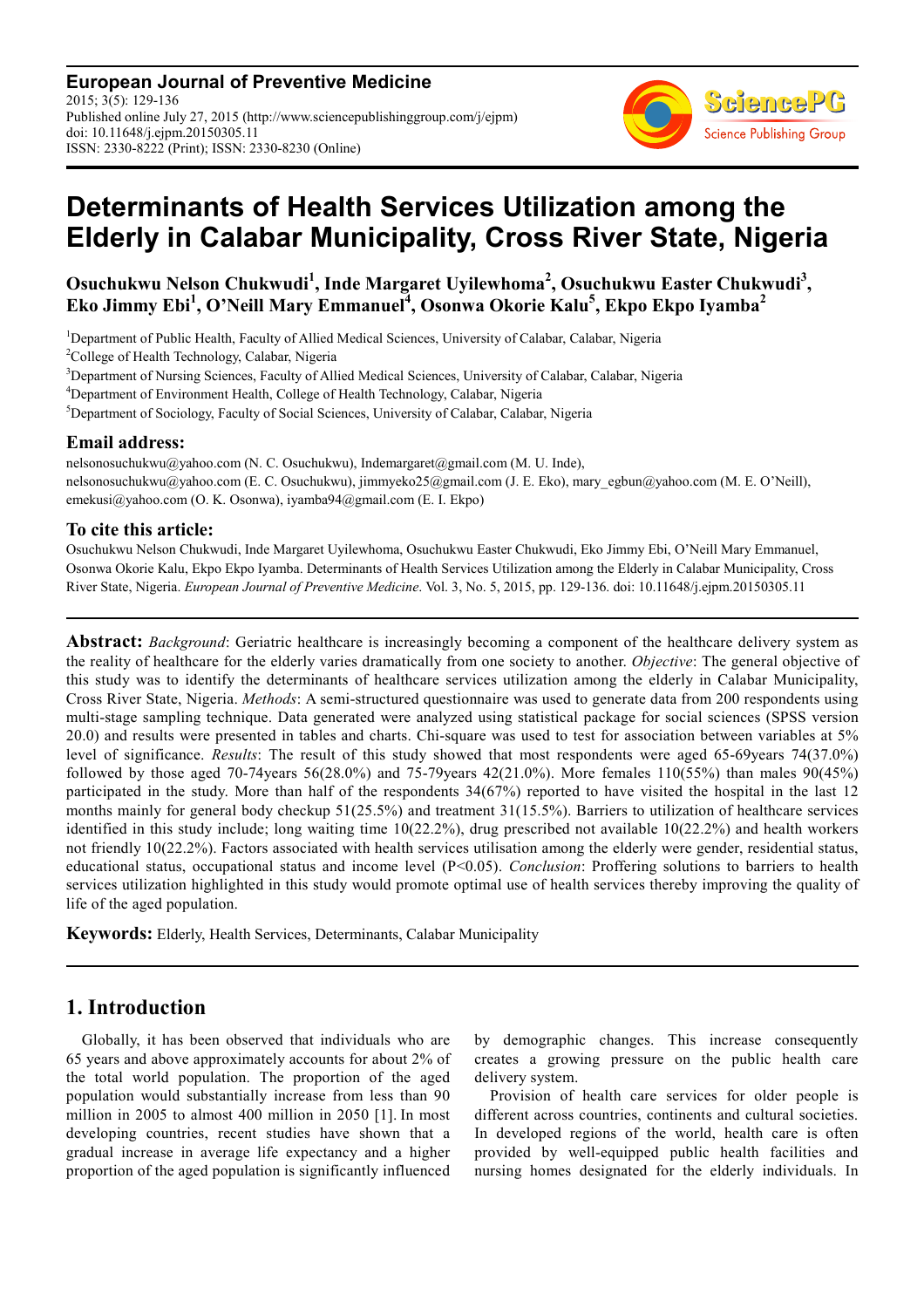**European Journal of Preventive Medicine**
2015; 3(5): 129-136
Published online July 27, 2015 (http://www.sciencepublishinggroup.com/j/ejpm)
doi: 10.11648/j.ejpm.20150305.11
ISSN: 2330-8222 (Print); ISSN: 2330-8230 (Online)

# Determinants of Health Services Utilization among the Elderly in Calabar Municipality, Cross River State, Nigeria

**Osuchukwu Nelson Chukwudi[1], Inde Margaret Uyilewhoma[2], Osuchukwu Easter Chukwudi[3], Eko Jimmy Ebi[1], O'Neill Mary Emmanuel[4], Osonwa Okorie Kalu[5], Ekpo Ekpo Iyamba[2]**

[1]Department of Public Health, Faculty of Allied Medical Sciences, University of Calabar, Calabar, Nigeria
[2]College of Health Technology, Calabar, Nigeria
[3]Department of Nursing Sciences, Faculty of Allied Medical Sciences, University of Calabar, Calabar, Nigeria
[4]Department of Environment Health, College of Health Technology, Calabar, Nigeria
[5]Department of Sociology, Faculty of Social Sciences, University of Calabar, Calabar, Nigeria

### Email address:

nelsonosuchukwu@yahoo.com (N. C. Osuchukwu), Indemargaret@gmail.com (M. U. Inde), nelsonosuchukwu@yahoo.com (E. C. Osuchukwu), jimmyeko25@gmail.com (J. E. Eko), mary_egbun@yahoo.com (M. E. O'Neill), emekusi@yahoo.com (O. K. Osonwa), iyamba94@gmail.com (E. I. Ekpo)

### To cite this article:

Osuchukwu Nelson Chukwudi, Inde Margaret Uyilewhoma, Osuchukwu Easter Chukwudi, Eko Jimmy Ebi, O'Neill Mary Emmanuel, Osonwa Okorie Kalu, Ekpo Ekpo Iyamba. Determinants of Health Services Utilization among the Elderly in Calabar Municipality, Cross River State, Nigeria. *European Journal of Preventive Medicine*. Vol. 3, No. 5, 2015, pp. 129-136. doi: 10.11648/j.ejpm.20150305.11

---

**Abstract:** *Background*: Geriatric healthcare is increasingly becoming a component of the healthcare delivery system as the reality of healthcare for the elderly varies dramatically from one society to another. *Objective*: The general objective of this study was to identify the determinants of healthcare services utilization among the elderly in Calabar Municipality, Cross River State, Nigeria. *Methods*: A semi-structured questionnaire was used to generate data from 200 respondents using multi-stage sampling technique. Data generated were analyzed using statistical package for social sciences (SPSS version 20.0) and results were presented in tables and charts. Chi-square was used to test for association between variables at 5% level of significance. *Results*: The result of this study showed that most respondents were aged 65-69years 74(37.0%) followed by those aged 70-74years 56(28.0%) and 75-79years 42(21.0%). More females 110(55%) than males 90(45%) participated in the study. More than half of the respondents 34(67%) reported to have visited the hospital in the last 12 months mainly for general body checkup 51(25.5%) and treatment 31(15.5%). Barriers to utilization of healthcare services identified in this study include; long waiting time 10(22.2%), drug prescribed not available 10(22.2%) and health workers not friendly 10(22.2%). Factors associated with health services utilisation among the elderly were gender, residential status, educational status, occupational status and income level ($P<0.05$). *Conclusion*: Proffering solutions to barriers to health services utilization highlighted in this study would promote optimal use of health services thereby improving the quality of life of the aged population.

**Keywords:** Elderly, Health Services, Determinants, Calabar Municipality

---

## 1. Introduction

Globally, it has been observed that individuals who are 65 years and above approximately accounts for about 2% of the total world population. The proportion of the aged population would substantially increase from less than 90 million in 2005 to almost 400 million in 2050 [1]. In most developing countries, recent studies have shown that a gradual increase in average life expectancy and a higher proportion of the aged population is significantly influenced by demographic changes. This increase consequently creates a growing pressure on the public health care delivery system.

Provision of health care services for older people is different across countries, continents and cultural societies. In developed regions of the world, health care is often provided by well-equipped public health facilities and nursing homes designated for the elderly individuals. In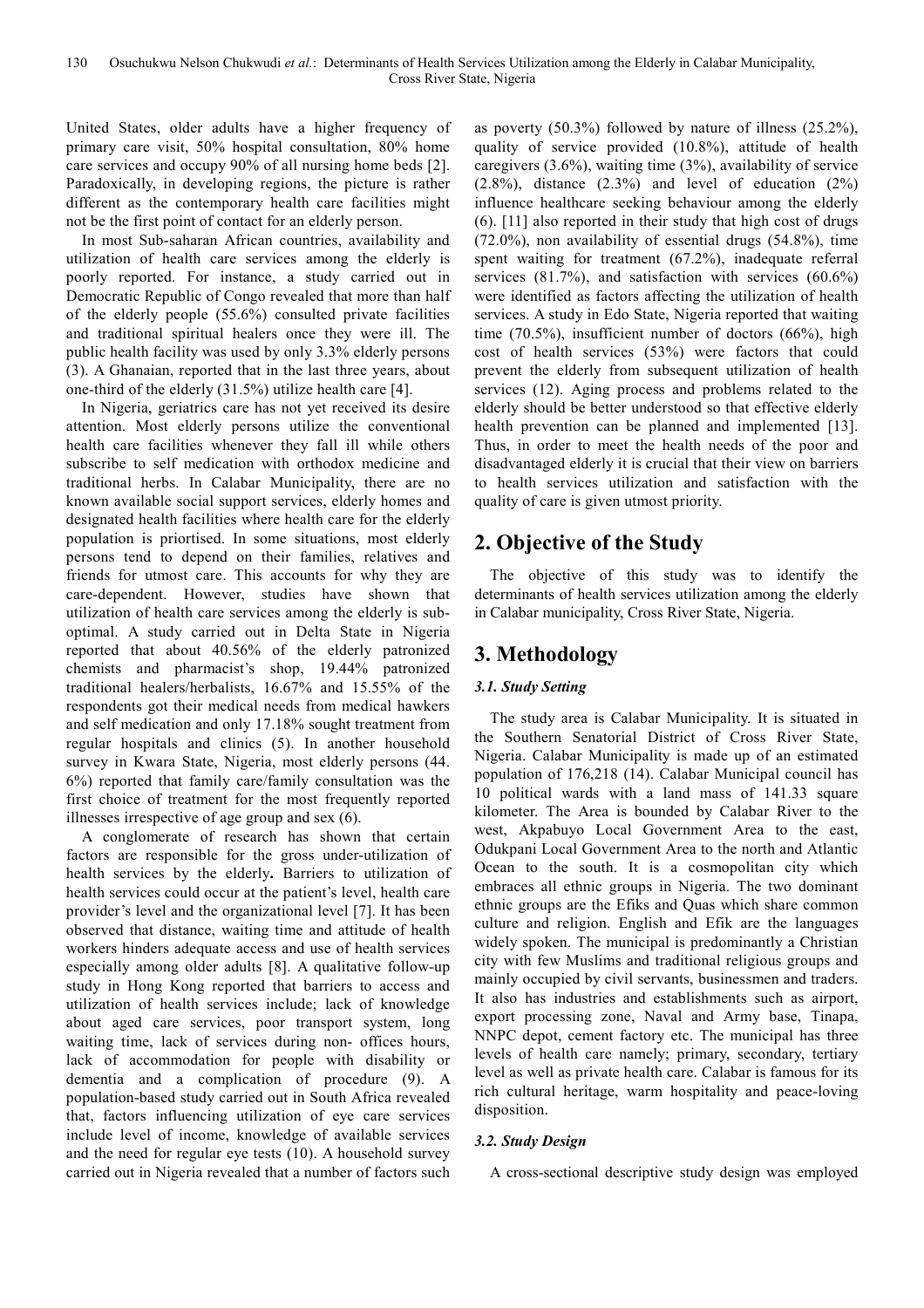United States, older adults have a higher frequency of primary care visit, 50% hospital consultation, 80% home care services and occupy 90% of all nursing home beds [2]. Paradoxically, in developing regions, the picture is rather different as the contemporary health care facilities might not be the first point of contact for an elderly person.

In most Sub-saharan African countries, availability and utilization of health care services among the elderly is poorly reported. For instance, a study carried out in Democratic Republic of Congo revealed that more than half of the elderly people (55.6%) consulted private facilities and traditional spiritual healers once they were ill. The public health facility was used by only 3.3% elderly persons (3). A Ghanaian, reported that in the last three years, about one-third of the elderly (31.5%) utilize health care [4].

In Nigeria, geriatrics care has not yet received its desire attention. Most elderly persons utilize the conventional health care facilities whenever they fall ill while others subscribe to self medication with orthodox medicine and traditional herbs. In Calabar Municipality, there are no known available social support services, elderly homes and designated health facilities where health care for the elderly population is priortised. In some situations, most elderly persons tend to depend on their families, relatives and friends for utmost care. This accounts for why they are care-dependent. However, studies have shown that utilization of health care services among the elderly is sub-optimal. A study carried out in Delta State in Nigeria reported that about 40.56% of the elderly patronized chemists and pharmacist's shop, 19.44% patronized traditional healers/herbalists, 16.67% and 15.55% of the respondents got their medical needs from medical hawkers and self medication and only 17.18% sought treatment from regular hospitals and clinics (5). In another household survey in Kwara State, Nigeria, most elderly persons (44. 6%) reported that family care/family consultation was the first choice of treatment for the most frequently reported illnesses irrespective of age group and sex (6).

A conglomerate of research has shown that certain factors are responsible for the gross under-utilization of health services by the elderly**.** Barriers to utilization of health services could occur at the patient's level, health care provider's level and the organizational level [7]. It has been observed that distance, waiting time and attitude of health workers hinders adequate access and use of health services especially among older adults [8]. A qualitative follow-up study in Hong Kong reported that barriers to access and utilization of health services include; lack of knowledge about aged care services, poor transport system, long waiting time, lack of services during non- offices hours, lack of accommodation for people with disability or dementia and a complication of procedure (9). A population-based study carried out in South Africa revealed that, factors influencing utilization of eye care services include level of income, knowledge of available services and the need for regular eye tests (10). A household survey carried out in Nigeria revealed that a number of factors such as poverty (50.3%) followed by nature of illness (25.2%), quality of service provided (10.8%), attitude of health caregivers (3.6%), waiting time (3%), availability of service (2.8%), distance (2.3%) and level of education (2%) influence healthcare seeking behaviour among the elderly (6). [11] also reported in their study that high cost of drugs (72.0%), non availability of essential drugs (54.8%), time spent waiting for treatment (67.2%), inadequate referral services (81.7%), and satisfaction with services (60.6%) were identified as factors affecting the utilization of health services. A study in Edo State, Nigeria reported that waiting time (70.5%), insufficient number of doctors (66%), high cost of health services (53%) were factors that could prevent the elderly from subsequent utilization of health services (12). Aging process and problems related to the elderly should be better understood so that effective elderly health prevention can be planned and implemented [13]. Thus, in order to meet the health needs of the poor and disadvantaged elderly it is crucial that their view on barriers to health services utilization and satisfaction with the quality of care is given utmost priority.

## 2. Objective of the Study

The objective of this study was to identify the determinants of health services utilization among the elderly in Calabar municipality, Cross River State, Nigeria.

## 3. Methodology

### *3.1. Study Setting*

The study area is Calabar Municipality. It is situated in the Southern Senatorial District of Cross River State, Nigeria. Calabar Municipality is made up of an estimated population of 176,218 (14). Calabar Municipal council has 10 political wards with a land mass of 141.33 square kilometer. The Area is bounded by Calabar River to the west, Akpabuyo Local Government Area to the east, Odukpani Local Government Area to the north and Atlantic Ocean to the south. It is a cosmopolitan city which embraces all ethnic groups in Nigeria. The two dominant ethnic groups are the Efiks and Quas which share common culture and religion. English and Efik are the languages widely spoken. The municipal is predominantly a Christian city with few Muslims and traditional religious groups and mainly occupied by civil servants, businessmen and traders. It also has industries and establishments such as airport, export processing zone, Naval and Army base, Tinapa, NNPC depot, cement factory etc. The municipal has three levels of health care namely; primary, secondary, tertiary level as well as private health care. Calabar is famous for its rich cultural heritage, warm hospitality and peace-loving disposition.

### *3.2. Study Design*

A cross-sectional descriptive study design was employed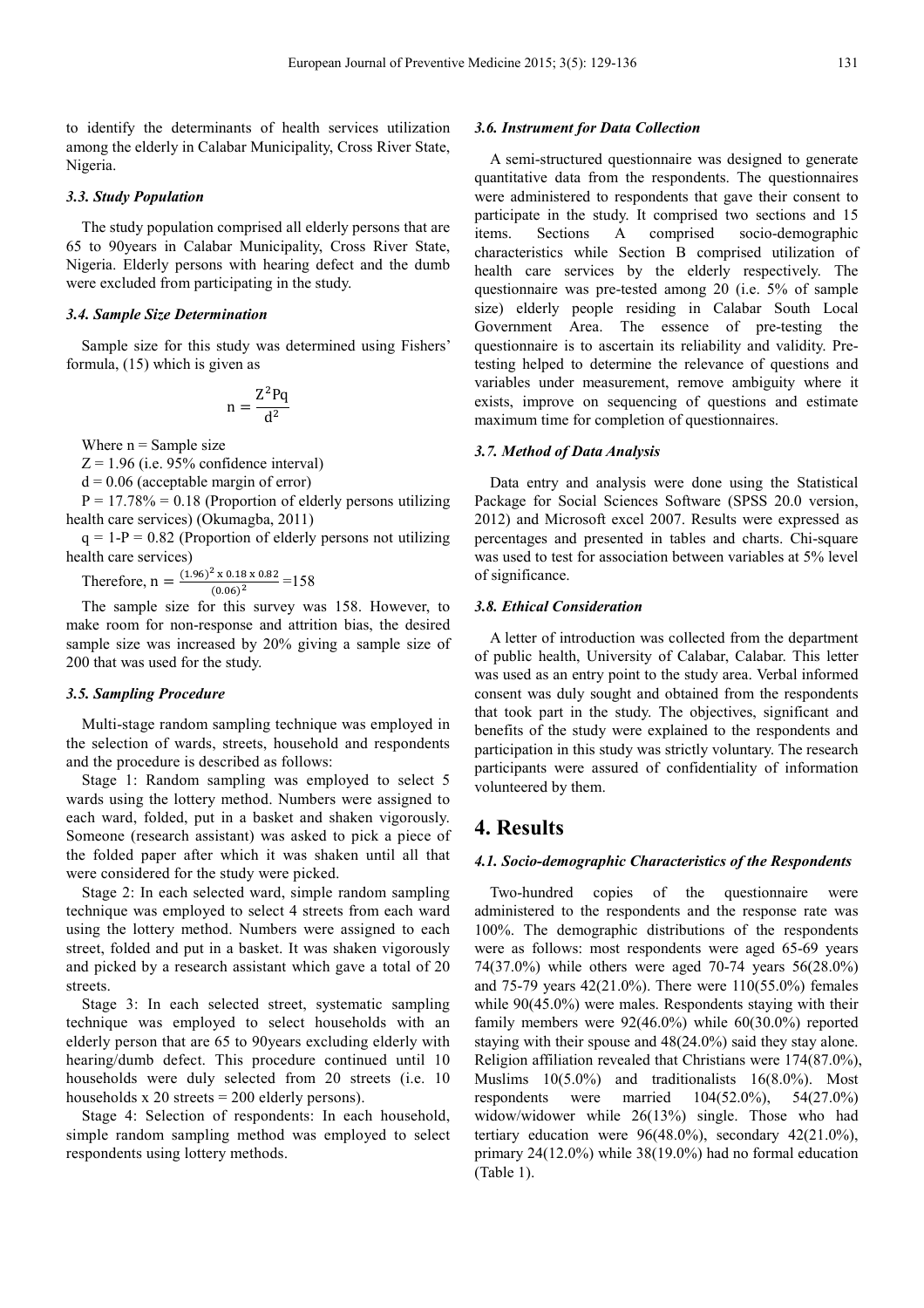to identify the determinants of health services utilization among the elderly in Calabar Municipality, Cross River State, Nigeria.

### *3.3. Study Population*

The study population comprised all elderly persons that are 65 to 90years in Calabar Municipality, Cross River State, Nigeria. Elderly persons with hearing defect and the dumb were excluded from participating in the study.

### *3.4. Sample Size Determination*

Sample size for this study was determined using Fishers' formula, (15) which is given as

$$n = \frac{Z^2 Pq}{d^2}$$

Where n = Sample size

Z = 1.96 (i.e. 95% confidence interval)

d = 0.06 (acceptable margin of error)

P = 17.78% = 0.18 (Proportion of elderly persons utilizing health care services) (Okumagba, 2011)

q = 1-P = 0.82 (Proportion of elderly persons not utilizing health care services)

Therefore, $n = \frac{(1.96)^2 \text{ x } 0.18 \text{ x } 0.82}{(0.06)^2} = 158$

The sample size for this survey was 158. However, to make room for non-response and attrition bias, the desired sample size was increased by 20% giving a sample size of 200 that was used for the study.

### *3.5. Sampling Procedure*

Multi-stage random sampling technique was employed in the selection of wards, streets, household and respondents and the procedure is described as follows:

Stage 1: Random sampling was employed to select 5 wards using the lottery method. Numbers were assigned to each ward, folded, put in a basket and shaken vigorously. Someone (research assistant) was asked to pick a piece of the folded paper after which it was shaken until all that were considered for the study were picked.

Stage 2: In each selected ward, simple random sampling technique was employed to select 4 streets from each ward using the lottery method. Numbers were assigned to each street, folded and put in a basket. It was shaken vigorously and picked by a research assistant which gave a total of 20 streets.

Stage 3: In each selected street, systematic sampling technique was employed to select households with an elderly person that are 65 to 90years excluding elderly with hearing/dumb defect. This procedure continued until 10 households were duly selected from 20 streets (i.e. 10 households x 20 streets = 200 elderly persons).

Stage 4: Selection of respondents: In each household, simple random sampling method was employed to select respondents using lottery methods.

### *3.6. Instrument for Data Collection*

A semi-structured questionnaire was designed to generate quantitative data from the respondents. The questionnaires were administered to respondents that gave their consent to participate in the study. It comprised two sections and 15 items. Sections A comprised socio-demographic characteristics while Section B comprised utilization of health care services by the elderly respectively. The questionnaire was pre-tested among 20 (i.e. 5% of sample size) elderly people residing in Calabar South Local Government Area. The essence of pre-testing the questionnaire is to ascertain its reliability and validity. Pre-testing helped to determine the relevance of questions and variables under measurement, remove ambiguity where it exists, improve on sequencing of questions and estimate maximum time for completion of questionnaires.

### *3.7. Method of Data Analysis*

Data entry and analysis were done using the Statistical Package for Social Sciences Software (SPSS 20.0 version, 2012) and Microsoft excel 2007. Results were expressed as percentages and presented in tables and charts. Chi-square was used to test for association between variables at 5% level of significance.

### *3.8. Ethical Consideration*

A letter of introduction was collected from the department of public health, University of Calabar, Calabar. This letter was used as an entry point to the study area. Verbal informed consent was duly sought and obtained from the respondents that took part in the study. The objectives, significant and benefits of the study were explained to the respondents and participation in this study was strictly voluntary. The research participants were assured of confidentiality of information volunteered by them.

## 4. Results

### *4.1. Socio-demographic Characteristics of the Respondents*

Two-hundred copies of the questionnaire were administered to the respondents and the response rate was 100%. The demographic distributions of the respondents were as follows: most respondents were aged 65-69 years 74(37.0%) while others were aged 70-74 years 56(28.0%) and 75-79 years 42(21.0%). There were 110(55.0%) females while 90(45.0%) were males. Respondents staying with their family members were 92(46.0%) while 60(30.0%) reported staying with their spouse and 48(24.0%) said they stay alone. Religion affiliation revealed that Christians were 174(87.0%), Muslims 10(5.0%) and traditionalists 16(8.0%). Most respondents were married 104(52.0%), 54(27.0%) widow/widower while 26(13%) single. Those who had tertiary education were 96(48.0%), secondary 42(21.0%), primary 24(12.0%) while 38(19.0%) had no formal education (Table 1).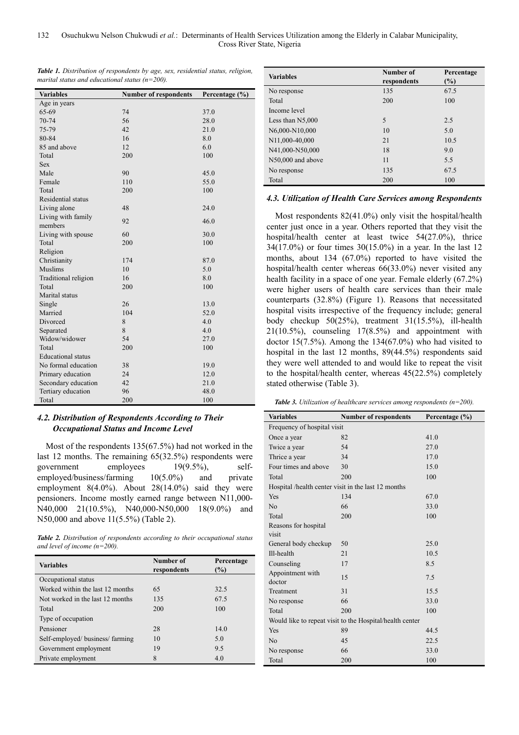**Table 1.** *Distribution of respondents by age, sex, residential status, religion, marital status and educational status (n=200).*

| Variables | Number of respondents | Percentage (%) |
|---|---|---|
| Age in years | | |
| 65-69 | 74 | 37.0 |
| 70-74 | 56 | 28.0 |
| 75-79 | 42 | 21.0 |
| 80-84 | 16 | 8.0 |
| 85 and above | 12 | 6.0 |
| Total | 200 | 100 |
| Sex | | |
| Male | 90 | 45.0 |
| Female | 110 | 55.0 |
| Total | 200 | 100 |
| Residential status | | |
| Living alone | 48 | 24.0 |
| Living with family members | 92 | 46.0 |
| Living with spouse | 60 | 30.0 |
| Total | 200 | 100 |
| Religion | | |
| Christianity | 174 | 87.0 |
| Muslims | 10 | 5.0 |
| Traditional religion | 16 | 8.0 |
| Total | 200 | 100 |
| Marital status | | |
| Single | 26 | 13.0 |
| Married | 104 | 52.0 |
| Divorced | 8 | 4.0 |
| Separated | 8 | 4.0 |
| Widow/widower | 54 | 27.0 |
| Total | 200 | 100 |
| Educational status | | |
| No formal education | 38 | 19.0 |
| Primary education | 24 | 12.0 |
| Secondary education | 42 | 21.0 |
| Tertiary education | 96 | 48.0 |
| Total | 200 | 100 |

### 4.2. Distribution of Respondents According to Their Occupational Status and Income Level

Most of the respondents 135(67.5%) had not worked in the last 12 months. The remaining 65(32.5%) respondents were government employees 19(9.5%), self-employed/business/farming 10(5.0%) and private employment 8(4.0%). About 28(14.0%) said they were pensioners. Income mostly earned range between N11,000-N40,000 21(10.5%), N40,000-N50,000 18(9.0%) and N50,000 and above 11(5.5%) (Table 2).

**Table 2.** *Distribution of respondents according to their occupational status and level of income (n=200).*

| Variables | Number of respondents | Percentage (%) |
|---|---|---|
| Occupational status | | |
| Worked within the last 12 months | 65 | 32.5 |
| Not worked in the last 12 months | 135 | 67.5 |
| Total | 200 | 100 |
| Type of occupation | | |
| Pensioner | 28 | 14.0 |
| Self-employed/ business/ farming | 10 | 5.0 |
| Government employment | 19 | 9.5 |
| Private employment | 8 | 4.0 |
| No response | 135 | 67.5 |
| Total | 200 | 100 |
| Income level | | |
| Less than N5,000 | 5 | 2.5 |
| N6,000-N10,000 | 10 | 5.0 |
| N11,000-40,000 | 21 | 10.5 |
| N41,000-N50,000 | 18 | 9.0 |
| N50,000 and above | 11 | 5.5 |
| No response | 135 | 67.5 |
| Total | 200 | 100 |

### 4.3. Utilization of Health Care Services among Respondents

Most respondents 82(41.0%) only visit the hospital/health center just once in a year. Others reported that they visit the hospital/health center at least twice 54(27.0%), thrice 34(17.0%) or four times 30(15.0%) in a year. In the last 12 months, about 134 (67.0%) reported to have visited the hospital/health center whereas 66(33.0%) never visited any health facility in a space of one year. Female elderly (67.2%) were higher users of health care services than their male counterparts (32.8%) (Figure 1). Reasons that necessitated hospital visits irrespective of the frequency include; general body checkup 50(25%), treatment 31(15.5%), ill-health 21(10.5%), counseling 17(8.5%) and appointment with doctor 15(7.5%). Among the 134(67.0%) who had visited to hospital in the last 12 months, 89(44.5%) respondents said they were well attended to and would like to repeat the visit to the hospital/health center, whereas 45(22.5%) completely stated otherwise (Table 3).

**Table 3.** *Utilization of healthcare services among respondents (n=200).*

| Variables | Number of respondents | Percentage (%) |
|---|---|---|
| Frequency of hospital visit | | |
| Once a year | 82 | 41.0 |
| Twice a year | 54 | 27.0 |
| Thrice a year | 34 | 17.0 |
| Four times and above | 30 | 15.0 |
| Total | 200 | 100 |
| Hospital /health center visit in the last 12 months | | |
| Yes | 134 | 67.0 |
| No | 66 | 33.0 |
| Total | 200 | 100 |
| Reasons for hospital visit | | |
| General body checkup | 50 | 25.0 |
| Ill-health | 21 | 10.5 |
| Counseling | 17 | 8.5 |
| Appointment with doctor | 15 | 7.5 |
| Treatment | 31 | 15.5 |
| No response | 66 | 33.0 |
| Total | 200 | 100 |
| Would like to repeat visit to the Hospital/health center | | |
| Yes | 89 | 44.5 |
| No | 45 | 22.5 |
| No response | 66 | 33.0 |
| Total | 200 | 100 |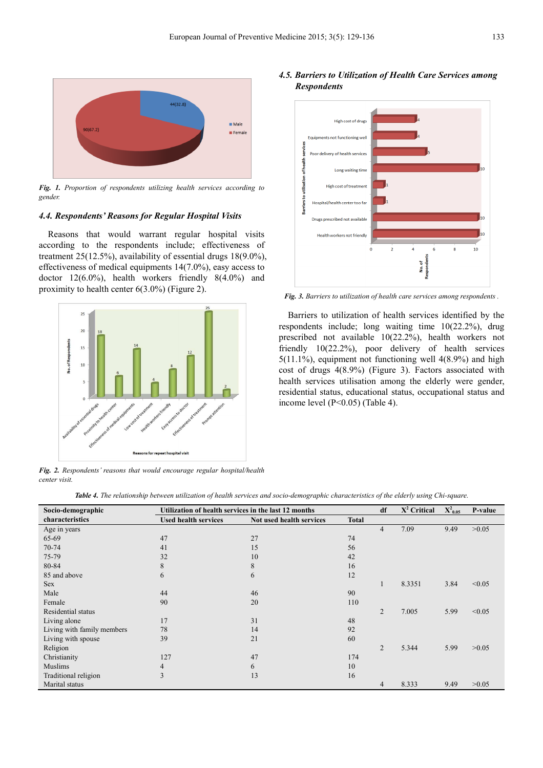Fig. 1. *Proportion of respondents utilizing health services according to gender.*

### 4.4. Respondents' Reasons for Regular Hospital Visits

Reasons that would warrant regular hospital visits according to the respondents include; effectiveness of treatment 25(12.5%), availability of essential drugs 18(9.0%), effectiveness of medical equipments 14(7.0%), easy access to doctor 12(6.0%), health workers friendly 8(4.0%) and proximity to health center 6(3.0%) (Figure 2).

Fig. 2. *Respondents' reasons that would encourage regular hospital/health center visit.*

### 4.5. Barriers to Utilization of Health Care Services among Respondents

Fig. 3. *Barriers to utilization of health care services among respondents .*

Barriers to utilization of health services identified by the respondents include; long waiting time 10(22.2%), drug prescribed not available 10(22.2%), health workers not friendly 10(22.2%), poor delivery of health services 5(11.1%), equipment not functioning well 4(8.9%) and high cost of drugs 4(8.9%) (Figure 3). Factors associated with health services utilisation among the elderly were gender, residential status, educational status, occupational status and income level (P<0.05) (Table 4).

**Table 4.** *The relationship between utilization of health services and socio-demographic characteristics of the elderly using Chi-square.*

| Socio-demographic characteristics | Utilization of health services in the last 12 months | | | df | $X^2$ Critical | $X^2_{0.05}$ | P-value |
|---|---|---|---|---|---|---|---|
| | Used health services | Not used health services | Total | | | | |
| Age in years | | | | 4 | 7.09 | 9.49 | >0.05 |
| 65-69 | 47 | 27 | 74 | | | | |
| 70-74 | 41 | 15 | 56 | | | | |
| 75-79 | 32 | 10 | 42 | | | | |
| 80-84 | 8 | 8 | 16 | | | | |
| 85 and above | 6 | 6 | 12 | | | | |
| Sex | | | | 1 | 8.3351 | 3.84 | <0.05 |
| Male | 44 | 46 | 90 | | | | |
| Female | 90 | 20 | 110 | | | | |
| Residential status | | | | 2 | 7.005 | 5.99 | <0.05 |
| Living alone | 17 | 31 | 48 | | | | |
| Living with family members | 78 | 14 | 92 | | | | |
| Living with spouse | 39 | 21 | 60 | | | | |
| Religion | | | | 2 | 5.344 | 5.99 | >0.05 |
| Christianity | 127 | 47 | 174 | | | | |
| Muslims | 4 | 6 | 10 | | | | |
| Traditional religion | 3 | 13 | 16 | | | | |
| Marital status | | | | 4 | 8.333 | 9.49 | >0.05 |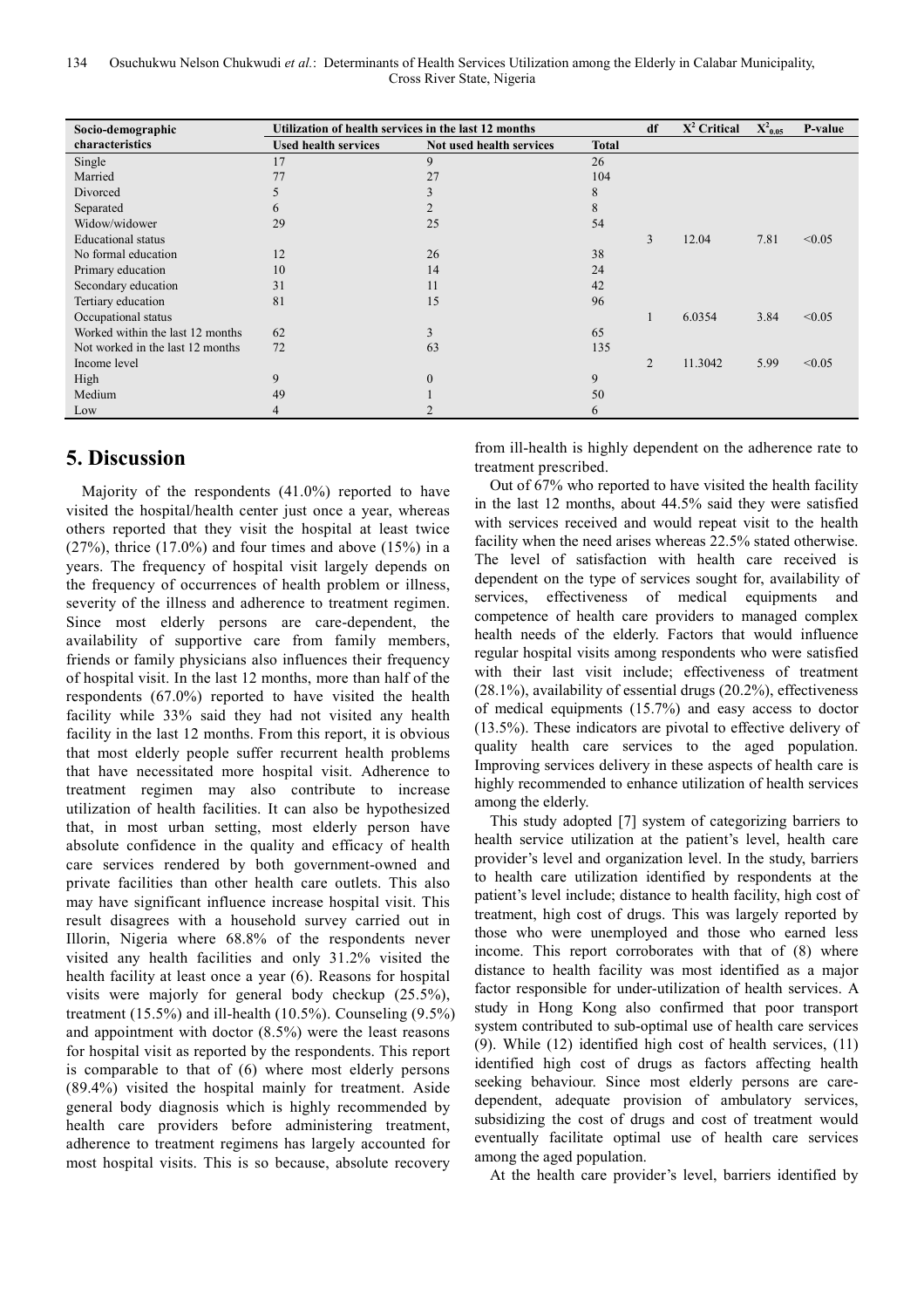| Socio-demographic characteristics | Utilization of health services in the last 12 months | | | df | $X^2$ Critical | $X^2_{0.05}$ | P-value |
|---|---|---|---|---|---|---|---|
| | Used health services | Not used health services | Total | | | | |
| Single | 17 | 9 | 26 | | | | |
| Married | 77 | 27 | 104 | | | | |
| Divorced | 5 | 3 | 8 | | | | |
| Separated | 6 | 2 | 8 | | | | |
| Widow/widower | 29 | 25 | 54 | | | | |
| Educational status | | | | 3 | 12.04 | 7.81 | <0.05 |
| No formal education | 12 | 26 | 38 | | | | |
| Primary education | 10 | 14 | 24 | | | | |
| Secondary education | 31 | 11 | 42 | | | | |
| Tertiary education | 81 | 15 | 96 | | | | |
| Occupational status | | | | 1 | 6.0354 | 3.84 | <0.05 |
| Worked within the last 12 months | 62 | 3 | 65 | | | | |
| Not worked in the last 12 months | 72 | 63 | 135 | | | | |
| Income level | | | | 2 | 11.3042 | 5.99 | <0.05 |
| High | 9 | 0 | 9 | | | | |
| Medium | 49 | 1 | 50 | | | | |
| Low | 4 | 2 | 6 | | | | |

# 5. Discussion

Majority of the respondents (41.0%) reported to have visited the hospital/health center just once a year, whereas others reported that they visit the hospital at least twice (27%), thrice (17.0%) and four times and above (15%) in a years. The frequency of hospital visit largely depends on the frequency of occurrences of health problem or illness, severity of the illness and adherence to treatment regimen. Since most elderly persons are care-dependent, the availability of supportive care from family members, friends or family physicians also influences their frequency of hospital visit. In the last 12 months, more than half of the respondents (67.0%) reported to have visited the health facility while 33% said they had not visited any health facility in the last 12 months. From this report, it is obvious that most elderly people suffer recurrent health problems that have necessitated more hospital visit. Adherence to treatment regimen may also contribute to increase utilization of health facilities. It can also be hypothesized that, in most urban setting, most elderly person have absolute confidence in the quality and efficacy of health care services rendered by both government-owned and private facilities than other health care outlets. This also may have significant influence increase hospital visit. This result disagrees with a household survey carried out in Ilorin, Nigeria where 68.8% of the respondents never visited any health facilities and only 31.2% visited the health facility at least once a year (6). Reasons for hospital visits were majorly for general body checkup (25.5%), treatment (15.5%) and ill-health (10.5%). Counseling (9.5%) and appointment with doctor (8.5%) were the least reasons for hospital visit as reported by the respondents. This report is comparable to that of (6) where most elderly persons (89.4%) visited the hospital mainly for treatment. Aside general body diagnosis which is highly recommended by health care providers before administering treatment, adherence to treatment regimens has largely accounted for most hospital visits. This is so because, absolute recovery from ill-health is highly dependent on the adherence rate to treatment prescribed.

Out of 67% who reported to have visited the health facility in the last 12 months, about 44.5% said they were satisfied with services received and would repeat visit to the health facility when the need arises whereas 22.5% stated otherwise. The level of satisfaction with health care received is dependent on the type of services sought for, availability of services, effectiveness of medical equipments and competence of health care providers to managed complex health needs of the elderly. Factors that would influence regular hospital visits among respondents who were satisfied with their last visit include; effectiveness of treatment (28.1%), availability of essential drugs (20.2%), effectiveness of medical equipments (15.7%) and easy access to doctor (13.5%). These indicators are pivotal to effective delivery of quality health care services to the aged population. Improving services delivery in these aspects of health care is highly recommended to enhance utilization of health services among the elderly.

This study adopted [7] system of categorizing barriers to health service utilization at the patient's level, health care provider's level and organization level. In the study, barriers to health care utilization identified by respondents at the patient's level include; distance to health facility, high cost of treatment, high cost of drugs. This was largely reported by those who were unemployed and those who earned less income. This report corroborates with that of (8) where distance to health facility was most identified as a major factor responsible for under-utilization of health services. A study in Hong Kong also confirmed that poor transport system contributed to sub-optimal use of health care services (9). While (12) identified high cost of health services, (11) identified high cost of drugs as factors affecting health seeking behaviour. Since most elderly persons are care-dependent, adequate provision of ambulatory services, subsidizing the cost of drugs and cost of treatment would eventually facilitate optimal use of health care services among the aged population.

At the health care provider's level, barriers identified by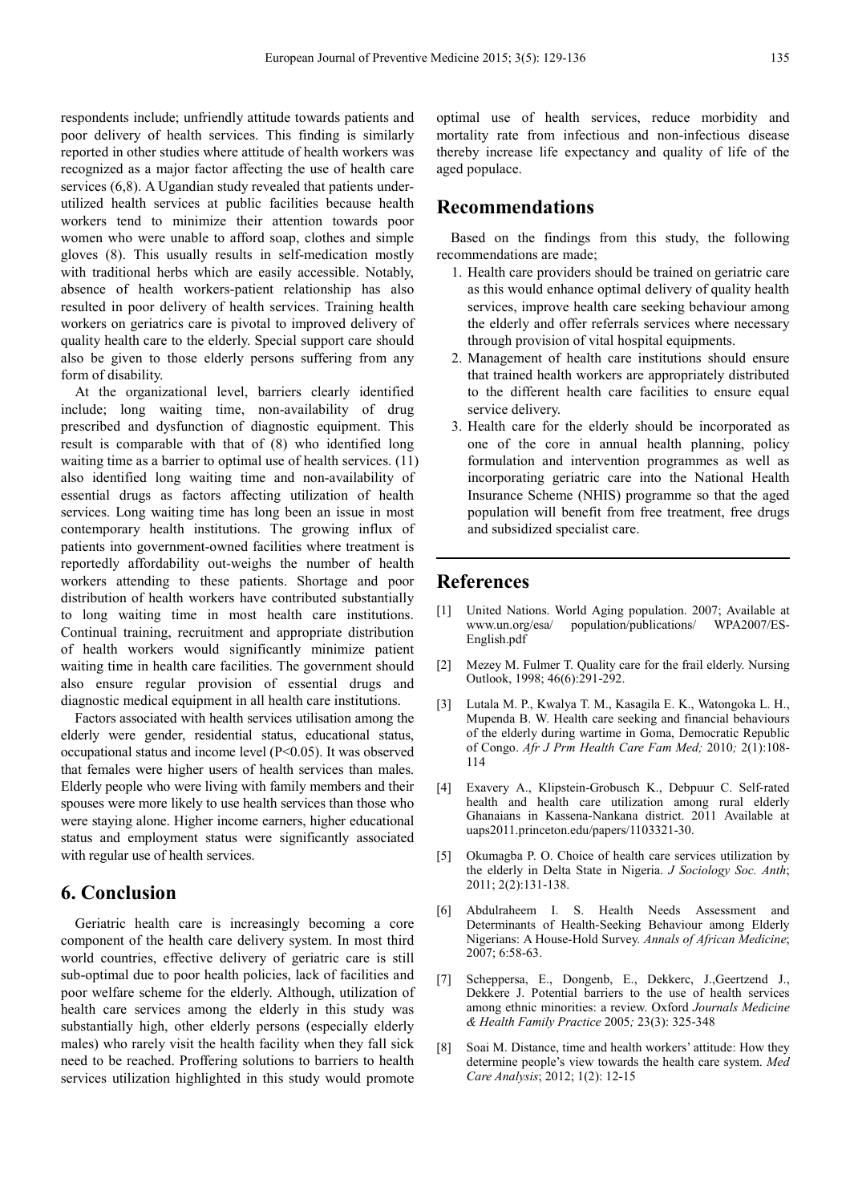respondents include; unfriendly attitude towards patients and poor delivery of health services. This finding is similarly reported in other studies where attitude of health workers was recognized as a major factor affecting the use of health care services (6,8). A Ugandian study revealed that patients under-utilized health services at public facilities because health workers tend to minimize their attention towards poor women who were unable to afford soap, clothes and simple gloves (8). This usually results in self-medication mostly with traditional herbs which are easily accessible. Notably, absence of health workers-patient relationship has also resulted in poor delivery of health services. Training health workers on geriatrics care is pivotal to improved delivery of quality health care to the elderly. Special support care should also be given to those elderly persons suffering from any form of disability.

At the organizational level, barriers clearly identified include; long waiting time, non-availability of drug prescribed and dysfunction of diagnostic equipment. This result is comparable with that of (8) who identified long waiting time as a barrier to optimal use of health services. (11) also identified long waiting time and non-availability of essential drugs as factors affecting utilization of health services. Long waiting time has long been an issue in most contemporary health institutions. The growing influx of patients into government-owned facilities where treatment is reportedly affordability out-weighs the number of health workers attending to these patients. Shortage and poor distribution of health workers have contributed substantially to long waiting time in most health care institutions. Continual training, recruitment and appropriate distribution of health workers would significantly minimize patient waiting time in health care facilities. The government should also ensure regular provision of essential drugs and diagnostic medical equipment in all health care institutions.

Factors associated with health services utilisation among the elderly were gender, residential status, educational status, occupational status and income level ($P<0.05$). It was observed that females were higher users of health services than males. Elderly people who were living with family members and their spouses were more likely to use health services than those who were staying alone. Higher income earners, higher educational status and employment status were significantly associated with regular use of health services.

## 6. Conclusion

Geriatric health care is increasingly becoming a core component of the health care delivery system. In most third world countries, effective delivery of geriatric care is still sub-optimal due to poor health policies, lack of facilities and poor welfare scheme for the elderly. Although, utilization of health care services among the elderly in this study was substantially high, other elderly persons (especially elderly males) who rarely visit the health facility when they fall sick need to be reached. Proffering solutions to barriers to health services utilization highlighted in this study would promote optimal use of health services, reduce morbidity and mortality rate from infectious and non-infectious disease thereby increase life expectancy and quality of life of the aged populace.

## Recommendations

Based on the findings from this study, the following recommendations are made;

1. Health care providers should be trained on geriatric care as this would enhance optimal delivery of quality health services, improve health care seeking behaviour among the elderly and offer referrals services where necessary through provision of vital hospital equipments.
2. Management of health care institutions should ensure that trained health workers are appropriately distributed to the different health care facilities to ensure equal service delivery.
3. Health care for the elderly should be incorporated as one of the core in annual health planning, policy formulation and intervention programmes as well as incorporating geriatric care into the National Health Insurance Scheme (NHIS) programme so that the aged population will benefit from free treatment, free drugs and subsidized specialist care.

## References

[1] United Nations. World Aging population. 2007; Available at www.un.org/esa/ population/publications/ WPA2007/ES-English.pdf

[2] Mezey M. Fulmer T. Quality care for the frail elderly. Nursing Outlook, 1998; 46(6):291-292.

[3] Lutala M. P., Kwalya T. M., Kasagila E. K., Watongoka L. H., Mupenda B. W. Health care seeking and financial behaviours of the elderly during wartime in Goma, Democratic Republic of Congo. *Afr J Prm Health Care Fam Med;* 2010*;* 2(1):108-114

[4] Exavery A., Klipstein-Grobusch K., Debpuur C. Self-rated health and health care utilization among rural elderly Ghanaians in Kassena-Nankana district. 2011 Available at uaps2011.princeton.edu/papers/1103321-30.

[5] Okumagba P. O. Choice of health care services utilization by the elderly in Delta State in Nigeria. *J Sociology Soc. Anth*; 2011; 2(2):131-138.

[6] Abdulraheem I. S. Health Needs Assessment and Determinants of Health-Seeking Behaviour among Elderly Nigerians: A House-Hold Survey. *Annals of African Medicine*; 2007; 6:58-63.

[7] Scheppersa, E., Dongenb, E., Dekkerc, J.,Geertzend J., Dekkere J. Potential barriers to the use of health services among ethnic minorities: a review. Oxford *Journals Medicine & Health Family Practice* 2005*;* 23(3): 325-348

[8] Soai M. Distance, time and health workers' attitude: How they determine people's view towards the health care system. *Med Care Analysis*; 2012; 1(2): 12-15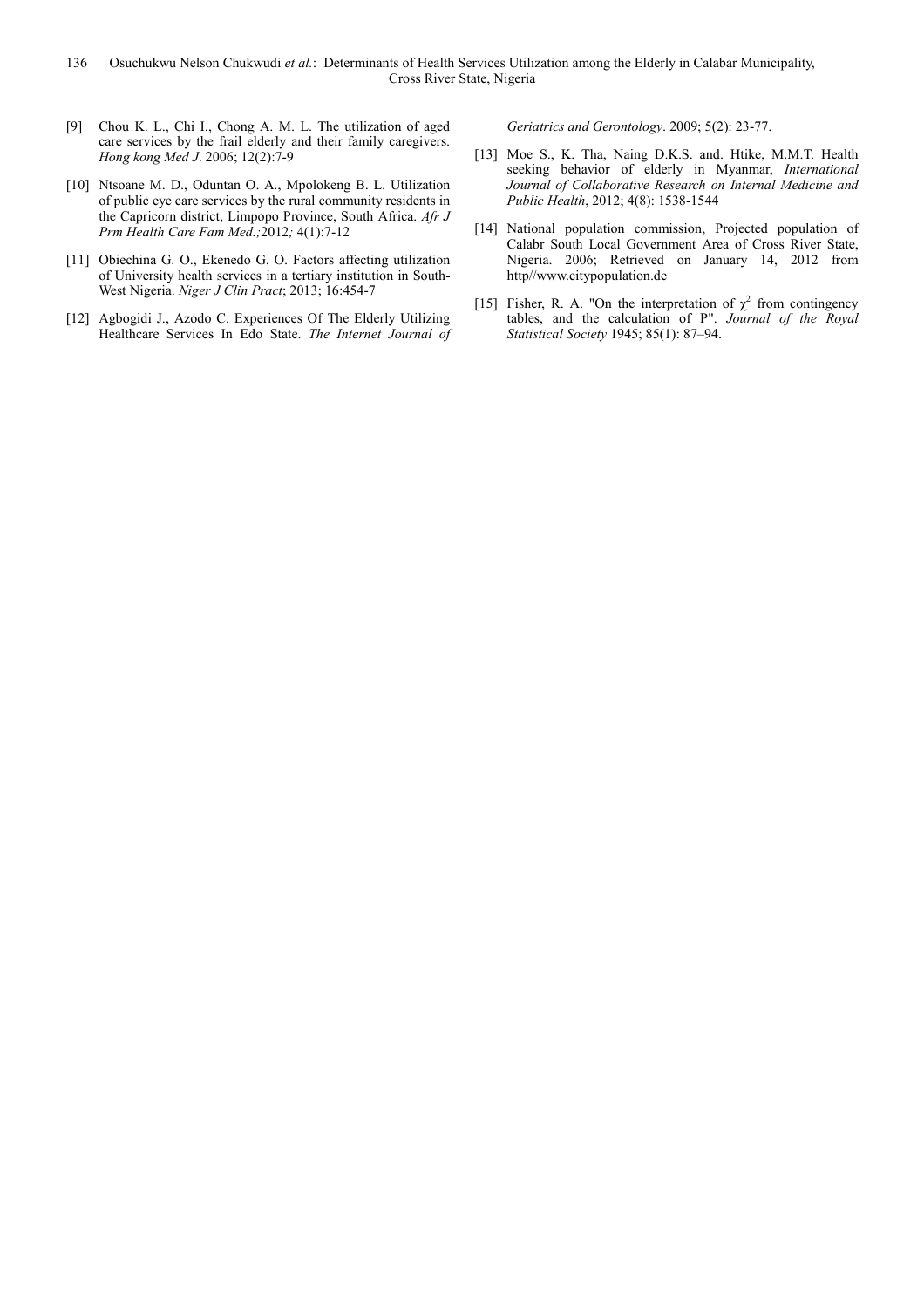[9] Chou K. L., Chi I., Chong A. M. L. The utilization of aged care services by the frail elderly and their family caregivers. *Hong kong Med J*. 2006; 12(2):7-9

[10] Ntsoane M. D., Oduntan O. A., Mpolokeng B. L. Utilization of public eye care services by the rural community residents in the Capricorn district, Limpopo Province, South Africa. *Afr J Prm Health Care Fam Med.;*2012*;* 4(1):7-12

[11] Obiechina G. O., Ekenedo G. O. Factors affecting utilization of University health services in a tertiary institution in South-West Nigeria. *Niger J Clin Pract*; 2013; 16:454-7

[12] Agbogidi J., Azodo C. Experiences Of The Elderly Utilizing Healthcare Services In Edo State. *The Internet Journal of Geriatrics and Gerontology*. 2009; 5(2): 23-77.

[13] Moe S., K. Tha, Naing D.K.S. and. Htike, M.M.T. Health seeking behavior of elderly in Myanmar, *International Journal of Collaborative Research on Internal Medicine and Public Health*, 2012; 4(8): 1538-1544

[14] National population commission, Projected population of Calabr South Local Government Area of Cross River State, Nigeria. 2006; Retrieved on January 14, 2012 from http//www.citypopulation.de

[15] Fisher, R. A. "On the interpretation of $\chi^2$ from contingency tables, and the calculation of P". *Journal of the Royal Statistical Society* 1945; 85(1): 87–94.